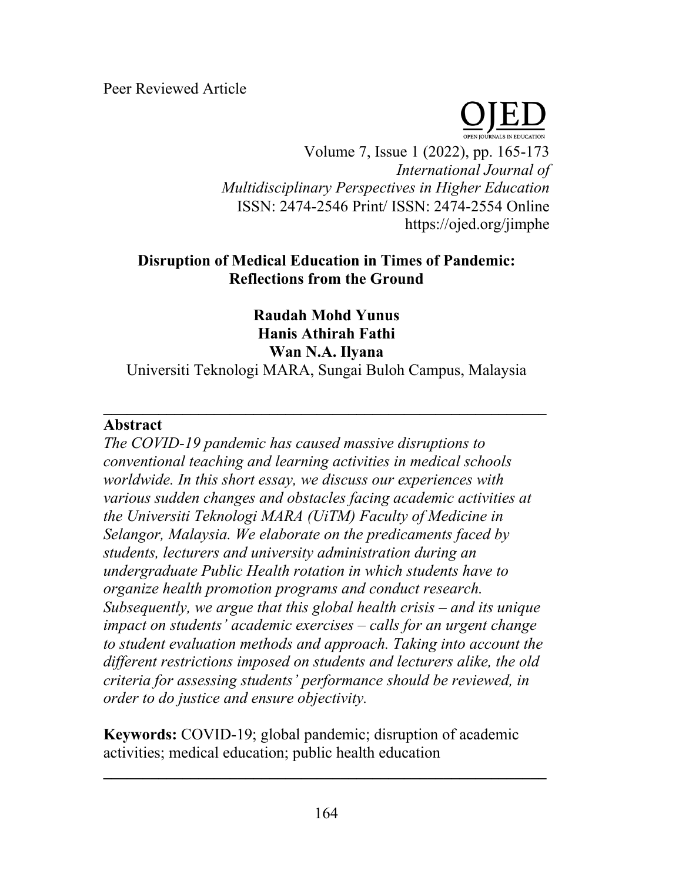Peer Reviewed Article

# Disruption of Medical Education in Times of Pandemic: Reflections from the Ground

**Raudah Mohd Yunus**
**Hanis Athirah Fathi**
**Wan N.A. Ilyana**
Universiti Teknologi MARA, Sungai Buloh Campus, Malaysia

---

## Abstract

*The COVID-19 pandemic has caused massive disruptions to conventional teaching and learning activities in medical schools worldwide. In this short essay, we discuss our experiences with various sudden changes and obstacles facing academic activities at the Universiti Teknologi MARA (UiTM) Faculty of Medicine in Selangor, Malaysia. We elaborate on the predicaments faced by students, lecturers and university administration during an undergraduate Public Health rotation in which students have to organize health promotion programs and conduct research. Subsequently, we argue that this global health crisis – and its unique impact on students' academic exercises – calls for an urgent change to student evaluation methods and approach. Taking into account the different restrictions imposed on students and lecturers alike, the old criteria for assessing students' performance should be reviewed, in order to do justice and ensure objectivity.*

**Keywords:** COVID-19; global pandemic; disruption of academic activities; medical education; public health education

---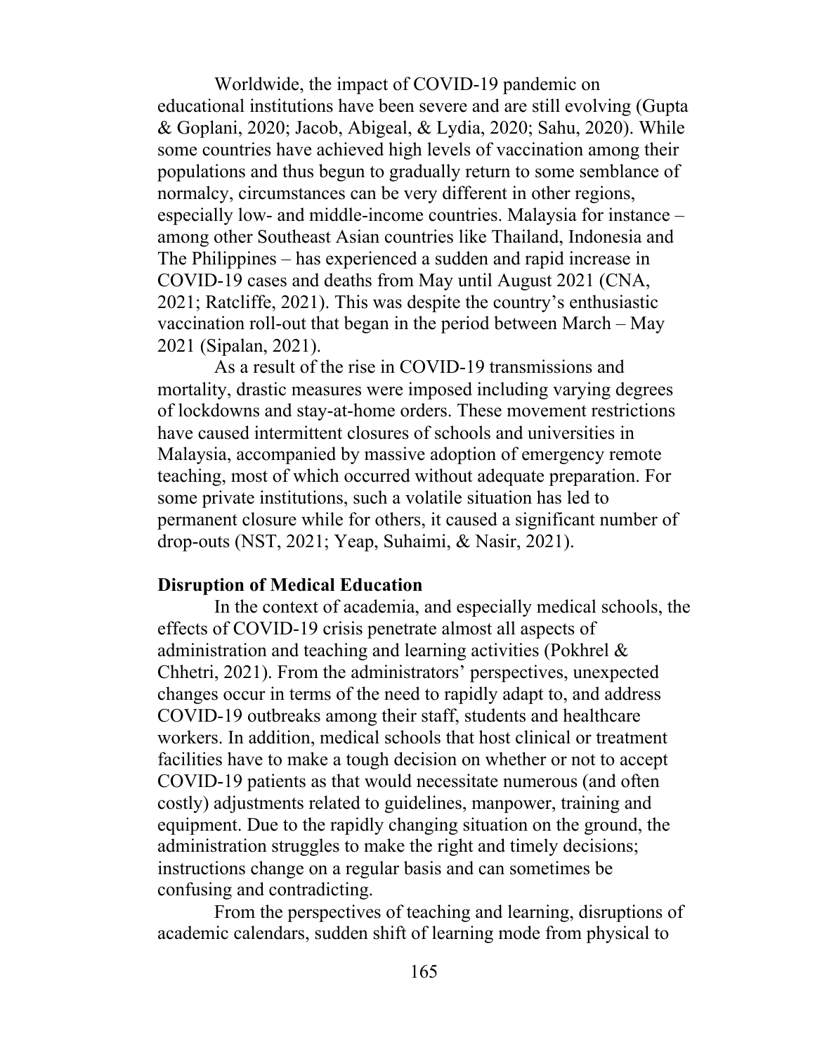Worldwide, the impact of COVID-19 pandemic on educational institutions have been severe and are still evolving (Gupta & Goplani, 2020; Jacob, Abigeal, & Lydia, 2020; Sahu, 2020). While some countries have achieved high levels of vaccination among their populations and thus begun to gradually return to some semblance of normalcy, circumstances can be very different in other regions, especially low- and middle-income countries. Malaysia for instance – among other Southeast Asian countries like Thailand, Indonesia and The Philippines – has experienced a sudden and rapid increase in COVID-19 cases and deaths from May until August 2021 (CNA, 2021; Ratcliffe, 2021). This was despite the country's enthusiastic vaccination roll-out that began in the period between March – May 2021 (Sipalan, 2021).

As a result of the rise in COVID-19 transmissions and mortality, drastic measures were imposed including varying degrees of lockdowns and stay-at-home orders. These movement restrictions have caused intermittent closures of schools and universities in Malaysia, accompanied by massive adoption of emergency remote teaching, most of which occurred without adequate preparation. For some private institutions, such a volatile situation has led to permanent closure while for others, it caused a significant number of drop-outs (NST, 2021; Yeap, Suhaimi, & Nasir, 2021).

## Disruption of Medical Education

In the context of academia, and especially medical schools, the effects of COVID-19 crisis penetrate almost all aspects of administration and teaching and learning activities (Pokhrel & Chhetri, 2021). From the administrators' perspectives, unexpected changes occur in terms of the need to rapidly adapt to, and address COVID-19 outbreaks among their staff, students and healthcare workers. In addition, medical schools that host clinical or treatment facilities have to make a tough decision on whether or not to accept COVID-19 patients as that would necessitate numerous (and often costly) adjustments related to guidelines, manpower, training and equipment. Due to the rapidly changing situation on the ground, the administration struggles to make the right and timely decisions; instructions change on a regular basis and can sometimes be confusing and contradicting.

From the perspectives of teaching and learning, disruptions of academic calendars, sudden shift of learning mode from physical to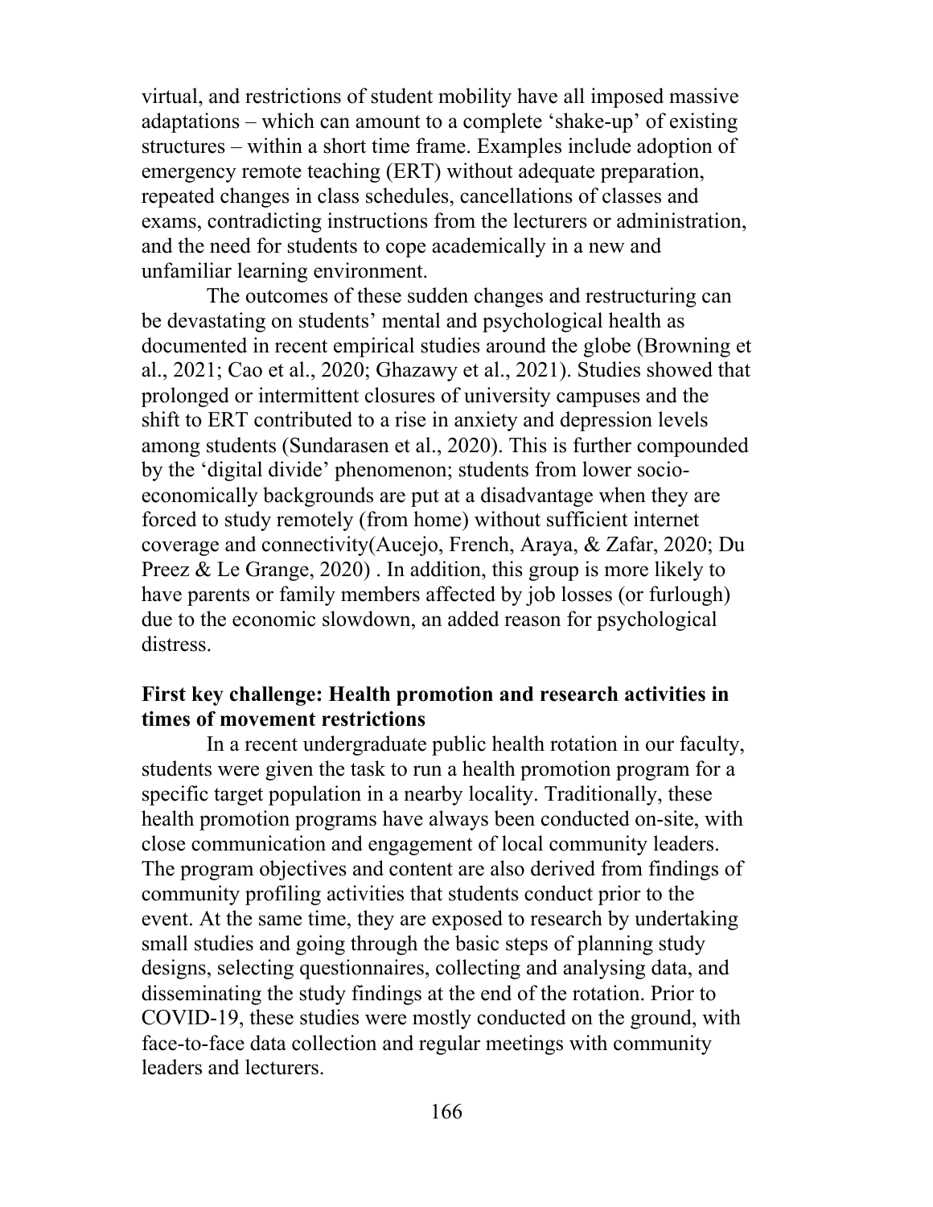virtual, and restrictions of student mobility have all imposed massive adaptations – which can amount to a complete 'shake-up' of existing structures – within a short time frame. Examples include adoption of emergency remote teaching (ERT) without adequate preparation, repeated changes in class schedules, cancellations of classes and exams, contradicting instructions from the lecturers or administration, and the need for students to cope academically in a new and unfamiliar learning environment.

The outcomes of these sudden changes and restructuring can be devastating on students' mental and psychological health as documented in recent empirical studies around the globe (Browning et al., 2021; Cao et al., 2020; Ghazawy et al., 2021). Studies showed that prolonged or intermittent closures of university campuses and the shift to ERT contributed to a rise in anxiety and depression levels among students (Sundarasen et al., 2020). This is further compounded by the 'digital divide' phenomenon; students from lower socio-economically backgrounds are put at a disadvantage when they are forced to study remotely (from home) without sufficient internet coverage and connectivity(Aucejo, French, Araya, & Zafar, 2020; Du Preez & Le Grange, 2020) . In addition, this group is more likely to have parents or family members affected by job losses (or furlough) due to the economic slowdown, an added reason for psychological distress.

## First key challenge: Health promotion and research activities in times of movement restrictions

In a recent undergraduate public health rotation in our faculty, students were given the task to run a health promotion program for a specific target population in a nearby locality. Traditionally, these health promotion programs have always been conducted on-site, with close communication and engagement of local community leaders. The program objectives and content are also derived from findings of community profiling activities that students conduct prior to the event. At the same time, they are exposed to research by undertaking small studies and going through the basic steps of planning study designs, selecting questionnaires, collecting and analysing data, and disseminating the study findings at the end of the rotation. Prior to COVID-19, these studies were mostly conducted on the ground, with face-to-face data collection and regular meetings with community leaders and lecturers.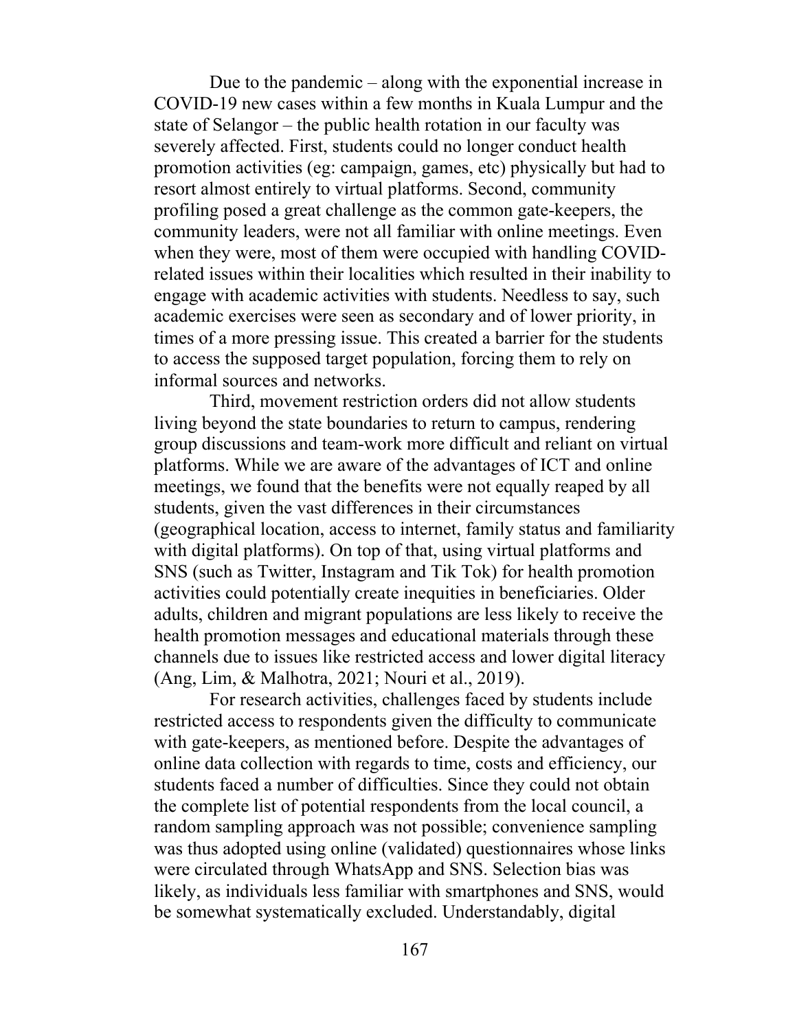Due to the pandemic – along with the exponential increase in COVID-19 new cases within a few months in Kuala Lumpur and the state of Selangor – the public health rotation in our faculty was severely affected. First, students could no longer conduct health promotion activities (eg: campaign, games, etc) physically but had to resort almost entirely to virtual platforms. Second, community profiling posed a great challenge as the common gate-keepers, the community leaders, were not all familiar with online meetings. Even when they were, most of them were occupied with handling COVID-related issues within their localities which resulted in their inability to engage with academic activities with students. Needless to say, such academic exercises were seen as secondary and of lower priority, in times of a more pressing issue. This created a barrier for the students to access the supposed target population, forcing them to rely on informal sources and networks.

Third, movement restriction orders did not allow students living beyond the state boundaries to return to campus, rendering group discussions and team-work more difficult and reliant on virtual platforms. While we are aware of the advantages of ICT and online meetings, we found that the benefits were not equally reaped by all students, given the vast differences in their circumstances (geographical location, access to internet, family status and familiarity with digital platforms). On top of that, using virtual platforms and SNS (such as Twitter, Instagram and Tik Tok) for health promotion activities could potentially create inequities in beneficiaries. Older adults, children and migrant populations are less likely to receive the health promotion messages and educational materials through these channels due to issues like restricted access and lower digital literacy (Ang, Lim, & Malhotra, 2021; Nouri et al., 2019).

For research activities, challenges faced by students include restricted access to respondents given the difficulty to communicate with gate-keepers, as mentioned before. Despite the advantages of online data collection with regards to time, costs and efficiency, our students faced a number of difficulties. Since they could not obtain the complete list of potential respondents from the local council, a random sampling approach was not possible; convenience sampling was thus adopted using online (validated) questionnaires whose links were circulated through WhatsApp and SNS. Selection bias was likely, as individuals less familiar with smartphones and SNS, would be somewhat systematically excluded. Understandably, digital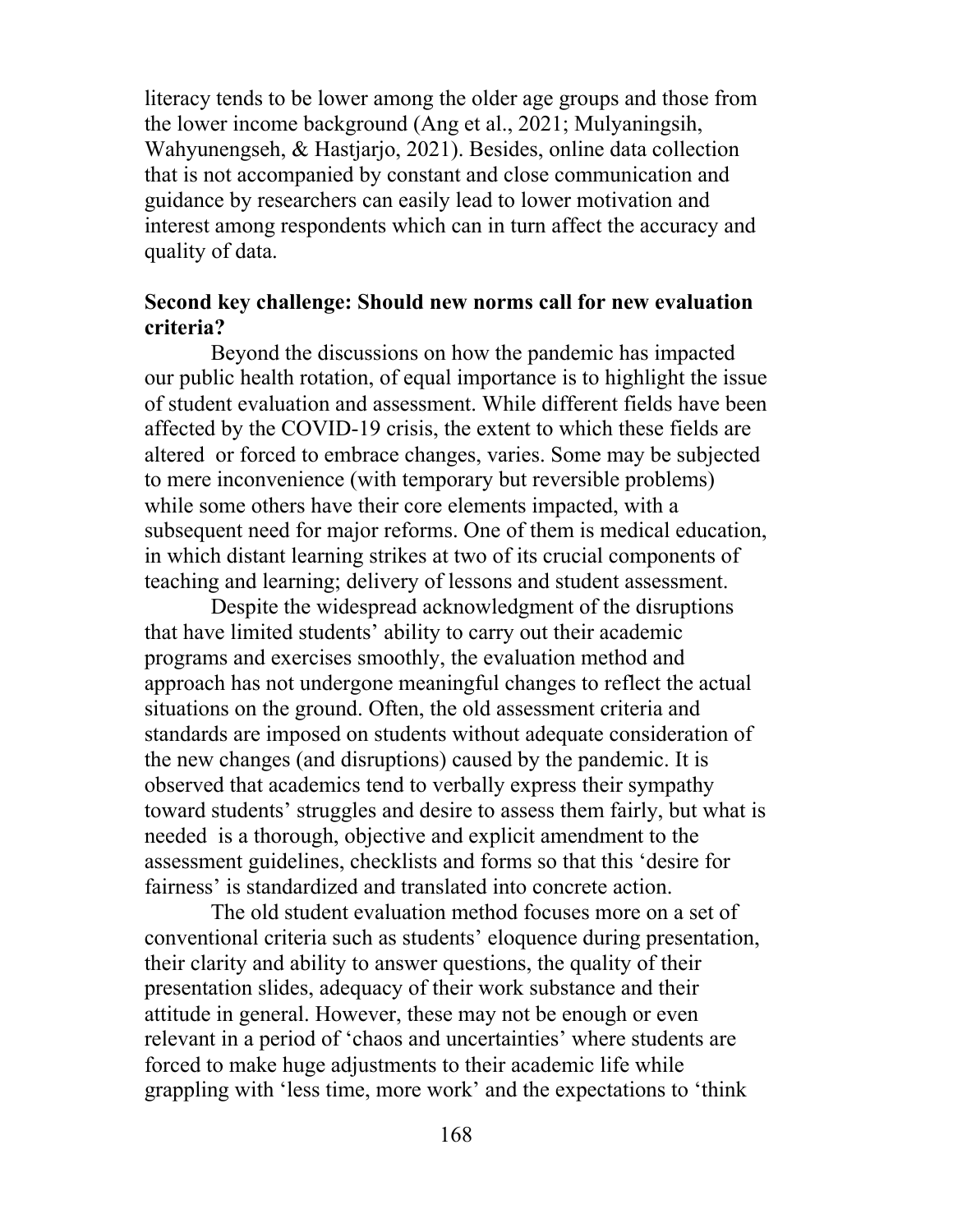literacy tends to be lower among the older age groups and those from the lower income background (Ang et al., 2021; Mulyaningsih, Wahyunengseh, & Hastjarjo, 2021). Besides, online data collection that is not accompanied by constant and close communication and guidance by researchers can easily lead to lower motivation and interest among respondents which can in turn affect the accuracy and quality of data.

**Second key challenge: Should new norms call for new evaluation criteria?**

Beyond the discussions on how the pandemic has impacted our public health rotation, of equal importance is to highlight the issue of student evaluation and assessment. While different fields have been affected by the COVID-19 crisis, the extent to which these fields are altered or forced to embrace changes, varies. Some may be subjected to mere inconvenience (with temporary but reversible problems) while some others have their core elements impacted, with a subsequent need for major reforms. One of them is medical education, in which distant learning strikes at two of its crucial components of teaching and learning; delivery of lessons and student assessment.

Despite the widespread acknowledgment of the disruptions that have limited students' ability to carry out their academic programs and exercises smoothly, the evaluation method and approach has not undergone meaningful changes to reflect the actual situations on the ground. Often, the old assessment criteria and standards are imposed on students without adequate consideration of the new changes (and disruptions) caused by the pandemic. It is observed that academics tend to verbally express their sympathy toward students' struggles and desire to assess them fairly, but what is needed is a thorough, objective and explicit amendment to the assessment guidelines, checklists and forms so that this 'desire for fairness' is standardized and translated into concrete action.

The old student evaluation method focuses more on a set of conventional criteria such as students' eloquence during presentation, their clarity and ability to answer questions, the quality of their presentation slides, adequacy of their work substance and their attitude in general. However, these may not be enough or even relevant in a period of 'chaos and uncertainties' where students are forced to make huge adjustments to their academic life while grappling with 'less time, more work' and the expectations to 'think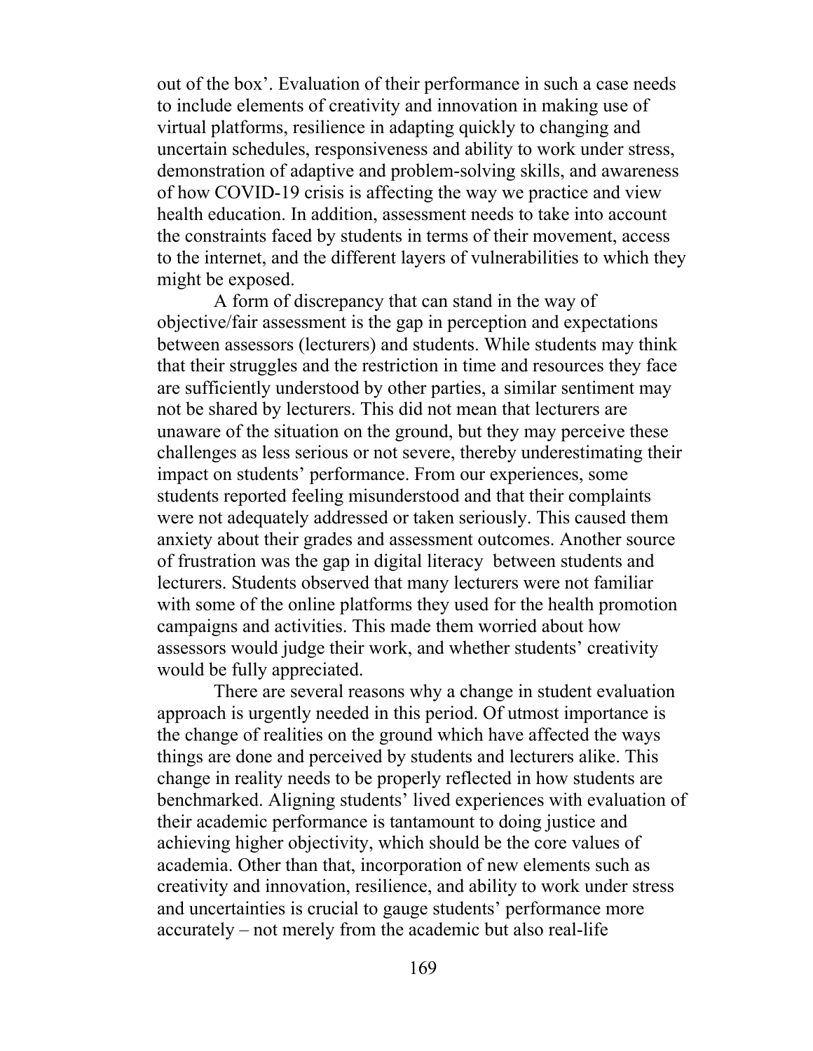out of the box'. Evaluation of their performance in such a case needs to include elements of creativity and innovation in making use of virtual platforms, resilience in adapting quickly to changing and uncertain schedules, responsiveness and ability to work under stress, demonstration of adaptive and problem-solving skills, and awareness of how COVID-19 crisis is affecting the way we practice and view health education. In addition, assessment needs to take into account the constraints faced by students in terms of their movement, access to the internet, and the different layers of vulnerabilities to which they might be exposed.

A form of discrepancy that can stand in the way of objective/fair assessment is the gap in perception and expectations between assessors (lecturers) and students. While students may think that their struggles and the restriction in time and resources they face are sufficiently understood by other parties, a similar sentiment may not be shared by lecturers. This did not mean that lecturers are unaware of the situation on the ground, but they may perceive these challenges as less serious or not severe, thereby underestimating their impact on students' performance. From our experiences, some students reported feeling misunderstood and that their complaints were not adequately addressed or taken seriously. This caused them anxiety about their grades and assessment outcomes. Another source of frustration was the gap in digital literacy between students and lecturers. Students observed that many lecturers were not familiar with some of the online platforms they used for the health promotion campaigns and activities. This made them worried about how assessors would judge their work, and whether students' creativity would be fully appreciated.

There are several reasons why a change in student evaluation approach is urgently needed in this period. Of utmost importance is the change of realities on the ground which have affected the ways things are done and perceived by students and lecturers alike. This change in reality needs to be properly reflected in how students are benchmarked. Aligning students' lived experiences with evaluation of their academic performance is tantamount to doing justice and achieving higher objectivity, which should be the core values of academia. Other than that, incorporation of new elements such as creativity and innovation, resilience, and ability to work under stress and uncertainties is crucial to gauge students' performance more accurately – not merely from the academic but also real-life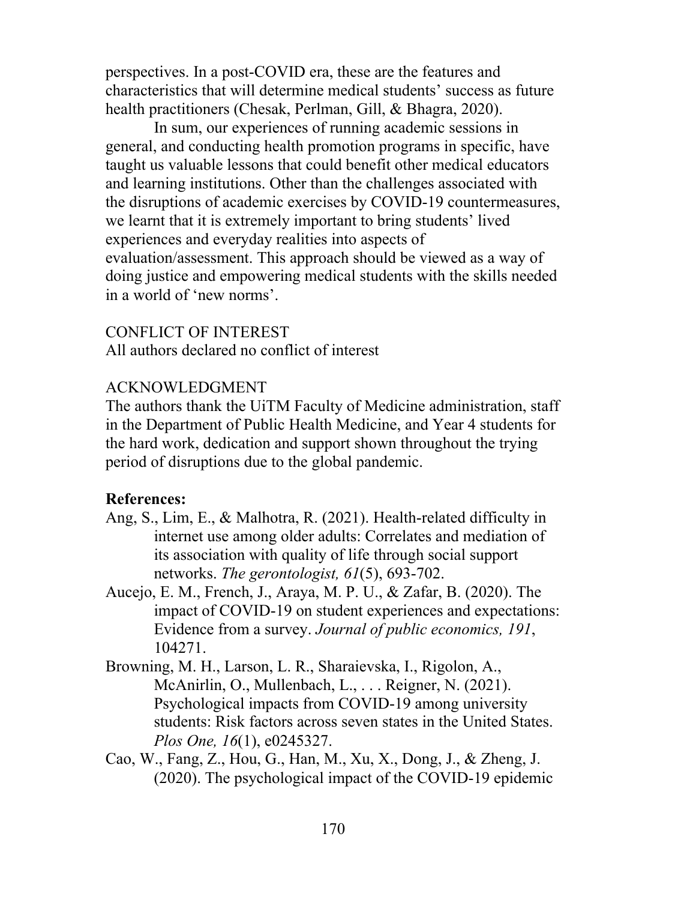perspectives. In a post-COVID era, these are the features and characteristics that will determine medical students' success as future health practitioners (Chesak, Perlman, Gill, & Bhagra, 2020).

In sum, our experiences of running academic sessions in general, and conducting health promotion programs in specific, have taught us valuable lessons that could benefit other medical educators and learning institutions. Other than the challenges associated with the disruptions of academic exercises by COVID-19 countermeasures, we learnt that it is extremely important to bring students' lived experiences and everyday realities into aspects of evaluation/assessment. This approach should be viewed as a way of doing justice and empowering medical students with the skills needed in a world of 'new norms'.

CONFLICT OF INTEREST

All authors declared no conflict of interest

ACKNOWLEDGMENT

The authors thank the UiTM Faculty of Medicine administration, staff in the Department of Public Health Medicine, and Year 4 students for the hard work, dedication and support shown throughout the trying period of disruptions due to the global pandemic.

**References:**

Ang, S., Lim, E., & Malhotra, R. (2021). Health-related difficulty in internet use among older adults: Correlates and mediation of its association with quality of life through social support networks. *The gerontologist, 61*(5), 693-702.

Aucejo, E. M., French, J., Araya, M. P. U., & Zafar, B. (2020). The impact of COVID-19 on student experiences and expectations: Evidence from a survey. *Journal of public economics, 191*, 104271.

Browning, M. H., Larson, L. R., Sharaievska, I., Rigolon, A., McAnirlin, O., Mullenbach, L., . . . Reigner, N. (2021). Psychological impacts from COVID-19 among university students: Risk factors across seven states in the United States. *Plos One, 16*(1), e0245327.

Cao, W., Fang, Z., Hou, G., Han, M., Xu, X., Dong, J., & Zheng, J. (2020). The psychological impact of the COVID-19 epidemic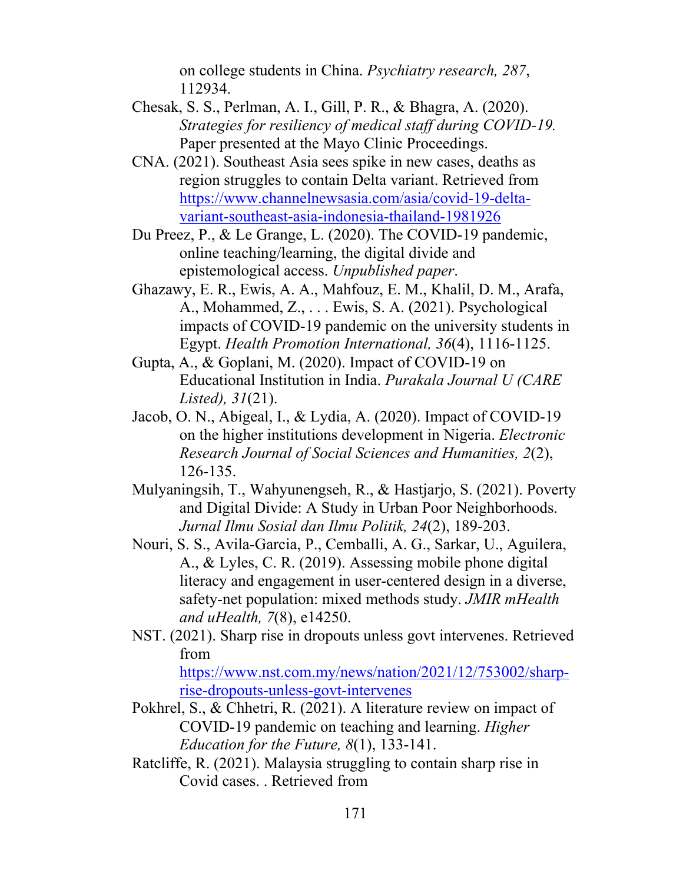on college students in China. *Psychiatry research, 287*, 112934.

Chesak, S. S., Perlman, A. I., Gill, P. R., & Bhagra, A. (2020). *Strategies for resiliency of medical staff during COVID-19.* Paper presented at the Mayo Clinic Proceedings.

CNA. (2021). Southeast Asia sees spike in new cases, deaths as region struggles to contain Delta variant. Retrieved from https://www.channelnewsasia.com/asia/covid-19-delta-variant-southeast-asia-indonesia-thailand-1981926

Du Preez, P., & Le Grange, L. (2020). The COVID-19 pandemic, online teaching/learning, the digital divide and epistemological access. *Unpublished paper*.

Ghazawy, E. R., Ewis, A. A., Mahfouz, E. M., Khalil, D. M., Arafa, A., Mohammed, Z., . . . Ewis, S. A. (2021). Psychological impacts of COVID-19 pandemic on the university students in Egypt. *Health Promotion International, 36*(4), 1116-1125.

Gupta, A., & Goplani, M. (2020). Impact of COVID-19 on Educational Institution in India. *Purakala Journal U (CARE Listed), 31*(21).

Jacob, O. N., Abigeal, I., & Lydia, A. (2020). Impact of COVID-19 on the higher institutions development in Nigeria. *Electronic Research Journal of Social Sciences and Humanities, 2*(2), 126-135.

Mulyaningsih, T., Wahyunengseh, R., & Hastjarjo, S. (2021). Poverty and Digital Divide: A Study in Urban Poor Neighborhoods. *Jurnal Ilmu Sosial dan Ilmu Politik, 24*(2), 189-203.

Nouri, S. S., Avila-Garcia, P., Cemballi, A. G., Sarkar, U., Aguilera, A., & Lyles, C. R. (2019). Assessing mobile phone digital literacy and engagement in user-centered design in a diverse, safety-net population: mixed methods study. *JMIR mHealth and uHealth, 7*(8), e14250.

NST. (2021). Sharp rise in dropouts unless govt intervenes. Retrieved from https://www.nst.com.my/news/nation/2021/12/753002/sharp-rise-dropouts-unless-govt-intervenes

Pokhrel, S., & Chhetri, R. (2021). A literature review on impact of COVID-19 pandemic on teaching and learning. *Higher Education for the Future, 8*(1), 133-141.

Ratcliffe, R. (2021). Malaysia struggling to contain sharp rise in Covid cases. . Retrieved from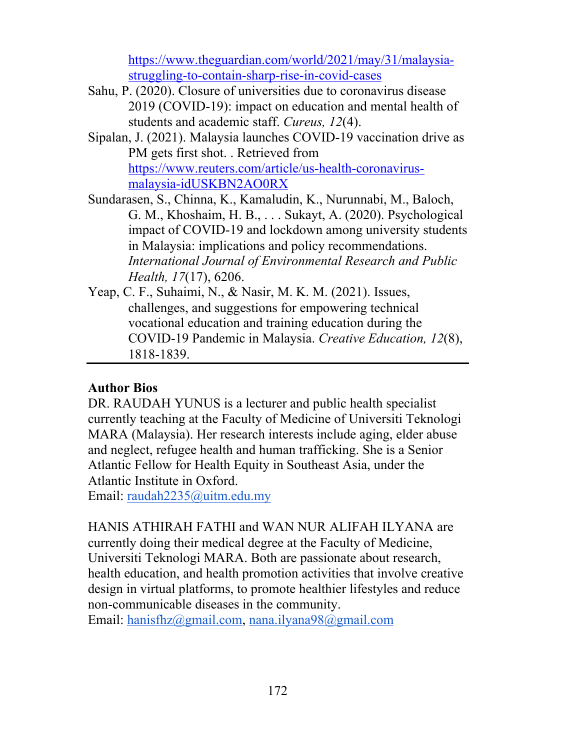https://www.theguardian.com/world/2021/may/31/malaysia-struggling-to-contain-sharp-rise-in-covid-cases

Sahu, P. (2020). Closure of universities due to coronavirus disease 2019 (COVID-19): impact on education and mental health of students and academic staff. *Cureus, 12*(4).

Sipalan, J. (2021). Malaysia launches COVID-19 vaccination drive as PM gets first shot. . Retrieved from https://www.reuters.com/article/us-health-coronavirus-malaysia-idUSKBN2AO0RX

Sundarasen, S., Chinna, K., Kamaludin, K., Nurunnabi, M., Baloch, G. M., Khoshaim, H. B., . . . Sukayt, A. (2020). Psychological impact of COVID-19 and lockdown among university students in Malaysia: implications and policy recommendations. *International Journal of Environmental Research and Public Health, 17*(17), 6206.

Yeap, C. F., Suhaimi, N., & Nasir, M. K. M. (2021). Issues, challenges, and suggestions for empowering technical vocational education and training education during the COVID-19 Pandemic in Malaysia. *Creative Education, 12*(8), 1818-1839.

**Author Bios**

DR. RAUDAH YUNUS is a lecturer and public health specialist currently teaching at the Faculty of Medicine of Universiti Teknologi MARA (Malaysia). Her research interests include aging, elder abuse and neglect, refugee health and human trafficking. She is a Senior Atlantic Fellow for Health Equity in Southeast Asia, under the Atlantic Institute in Oxford.
Email: raudah2235@uitm.edu.my

HANIS ATHIRAH FATHI and WAN NUR ALIFAH ILYANA are currently doing their medical degree at the Faculty of Medicine, Universiti Teknologi MARA. Both are passionate about research, health education, and health promotion activities that involve creative design in virtual platforms, to promote healthier lifestyles and reduce non-communicable diseases in the community.
Email: hanisfhz@gmail.com, nana.ilyana98@gmail.com